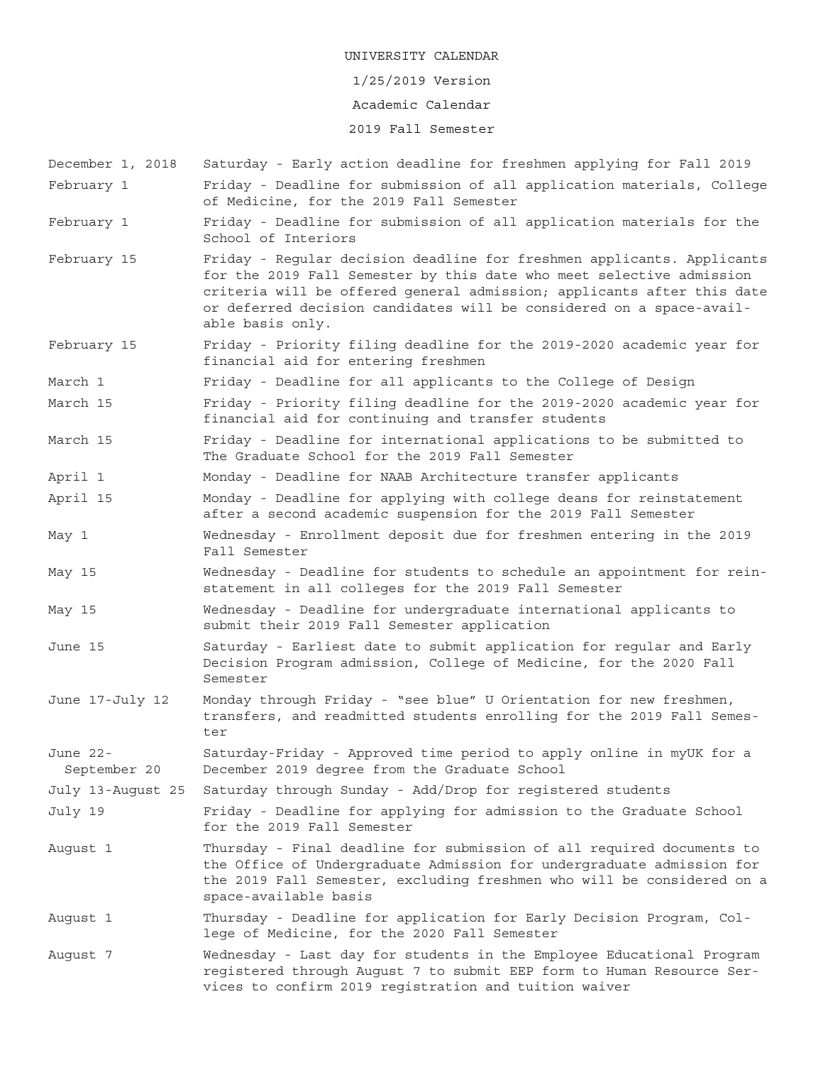# UNIVERSITY CALENDAR

1/25/2019 Version

## Academic Calendar

### 2019 Fall Semester

| Date | Event |
| --- | --- |
| December 1, 2018 | Saturday - Early action deadline for freshmen applying for Fall 2019 |
| February 1 | Friday - Deadline for submission of all application materials, College of Medicine, for the 2019 Fall Semester |
| February 1 | Friday - Deadline for submission of all application materials for the School of Interiors |
| February 15 | Friday - Regular decision deadline for freshmen applicants. Applicants for the 2019 Fall Semester by this date who meet selective admission criteria will be offered general admission; applicants after this date or deferred decision candidates will be considered on a space-available basis only. |
| February 15 | Friday - Priority filing deadline for the 2019-2020 academic year for financial aid for entering freshmen |
| March 1 | Friday - Deadline for all applicants to the College of Design |
| March 15 | Friday - Priority filing deadline for the 2019-2020 academic year for financial aid for continuing and transfer students |
| March 15 | Friday - Deadline for international applications to be submitted to The Graduate School for the 2019 Fall Semester |
| April 1 | Monday - Deadline for NAAB Architecture transfer applicants |
| April 15 | Monday - Deadline for applying with college deans for reinstatement after a second academic suspension for the 2019 Fall Semester |
| May 1 | Wednesday - Enrollment deposit due for freshmen entering in the 2019 Fall Semester |
| May 15 | Wednesday - Deadline for students to schedule an appointment for reinstatement in all colleges for the 2019 Fall Semester |
| May 15 | Wednesday - Deadline for undergraduate international applicants to submit their 2019 Fall Semester application |
| June 15 | Saturday - Earliest date to submit application for regular and Early Decision Program admission, College of Medicine, for the 2020 Fall Semester |
| June 17-July 12 | Monday through Friday - "see blue" U Orientation for new freshmen, transfers, and readmitted students enrolling for the 2019 Fall Semester |
| June 22-September 20 | Saturday-Friday - Approved time period to apply online in myUK for a December 2019 degree from the Graduate School |
| July 13-August 25 | Saturday through Sunday - Add/Drop for registered students |
| July 19 | Friday - Deadline for applying for admission to the Graduate School for the 2019 Fall Semester |
| August 1 | Thursday - Final deadline for submission of all required documents to the Office of Undergraduate Admission for undergraduate admission for the 2019 Fall Semester, excluding freshmen who will be considered on a space-available basis |
| August 1 | Thursday - Deadline for application for Early Decision Program, College of Medicine, for the 2020 Fall Semester |
| August 7 | Wednesday - Last day for students in the Employee Educational Program registered through August 7 to submit EEP form to Human Resource Services to confirm 2019 registration and tuition waiver |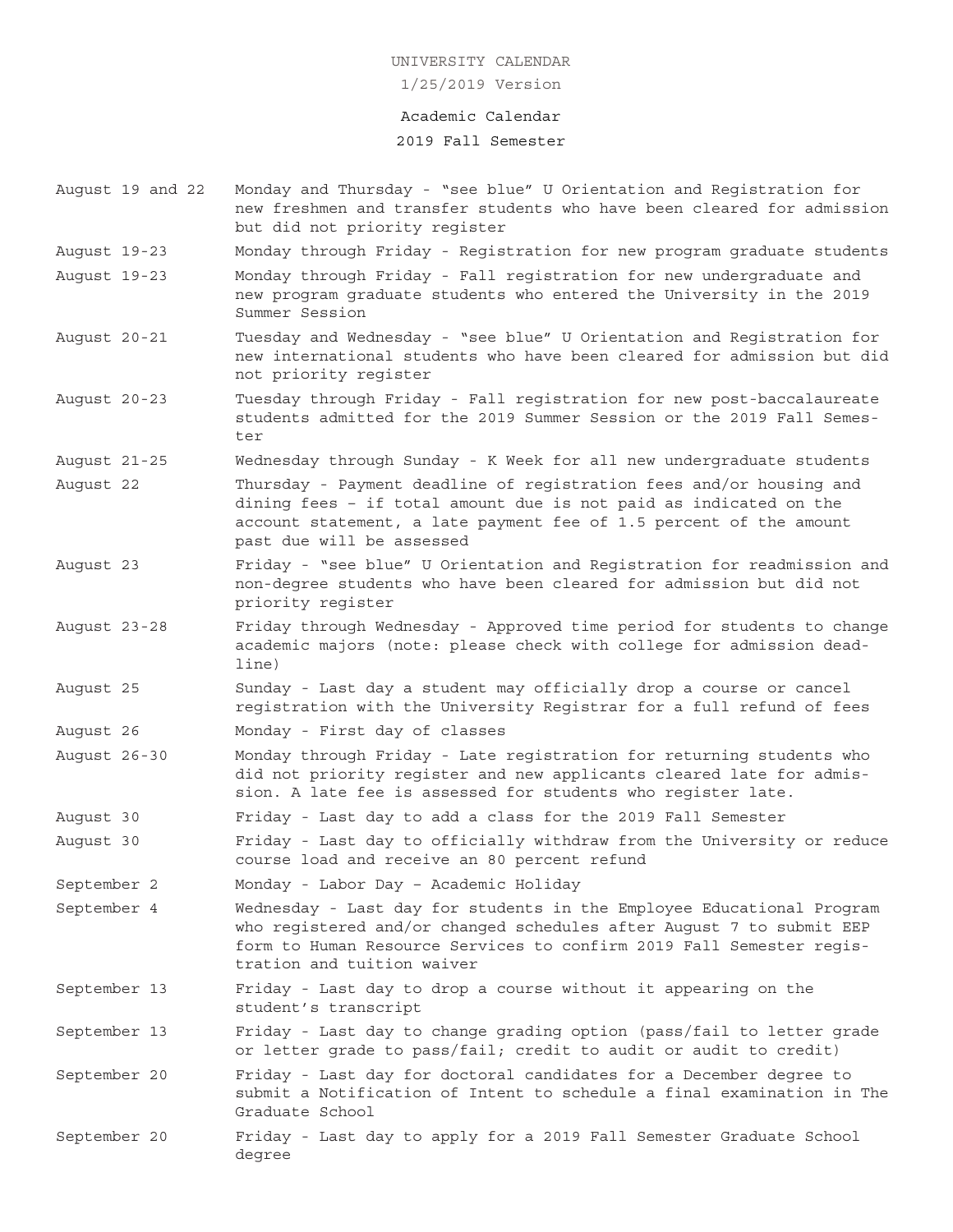UNIVERSITY CALENDAR

1/25/2019 Version

# Academic Calendar

## 2019 Fall Semester

| Date | Event |
|---|---|
| August 19 and 22 | Monday and Thursday - "see blue" U Orientation and Registration for new freshmen and transfer students who have been cleared for admission but did not priority register |
| August 19-23 | Monday through Friday - Registration for new program graduate students |
| August 19-23 | Monday through Friday - Fall registration for new undergraduate and new program graduate students who entered the University in the 2019 Summer Session |
| August 20-21 | Tuesday and Wednesday - "see blue" U Orientation and Registration for new international students who have been cleared for admission but did not priority register |
| August 20-23 | Tuesday through Friday - Fall registration for new post-baccalaureate students admitted for the 2019 Summer Session or the 2019 Fall Semester |
| August 21-25 | Wednesday through Sunday - K Week for all new undergraduate students |
| August 22 | Thursday - Payment deadline of registration fees and/or housing and dining fees – if total amount due is not paid as indicated on the account statement, a late payment fee of 1.5 percent of the amount past due will be assessed |
| August 23 | Friday - "see blue" U Orientation and Registration for readmission and non-degree students who have been cleared for admission but did not priority register |
| August 23-28 | Friday through Wednesday - Approved time period for students to change academic majors (note: please check with college for admission deadline) |
| August 25 | Sunday - Last day a student may officially drop a course or cancel registration with the University Registrar for a full refund of fees |
| August 26 | Monday - First day of classes |
| August 26-30 | Monday through Friday - Late registration for returning students who did not priority register and new applicants cleared late for admission. A late fee is assessed for students who register late. |
| August 30 | Friday - Last day to add a class for the 2019 Fall Semester |
| August 30 | Friday - Last day to officially withdraw from the University or reduce course load and receive an 80 percent refund |
| September 2 | Monday - Labor Day – Academic Holiday |
| September 4 | Wednesday - Last day for students in the Employee Educational Program who registered and/or changed schedules after August 7 to submit EEP form to Human Resource Services to confirm 2019 Fall Semester registration and tuition waiver |
| September 13 | Friday - Last day to drop a course without it appearing on the student's transcript |
| September 13 | Friday - Last day to change grading option (pass/fail to letter grade or letter grade to pass/fail; credit to audit or audit to credit) |
| September 20 | Friday - Last day for doctoral candidates for a December degree to submit a Notification of Intent to schedule a final examination in The Graduate School |
| September 20 | Friday - Last day to apply for a 2019 Fall Semester Graduate School degree |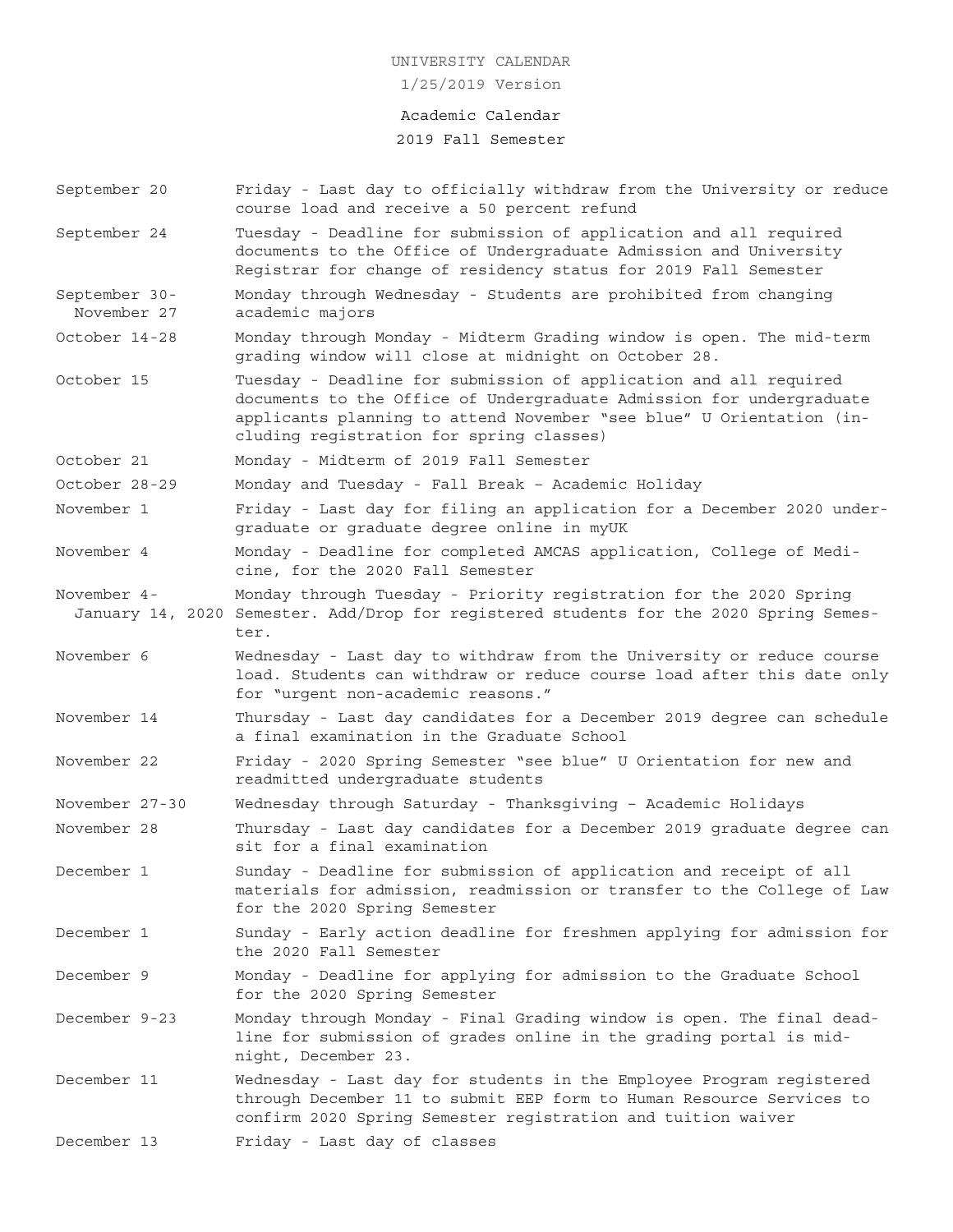UNIVERSITY CALENDAR

1/25/2019 Version

Academic Calendar

2019 Fall Semester

| | |
|---|---|
| September 20 | Friday - Last day to officially withdraw from the University or reduce course load and receive a 50 percent refund |
| September 24 | Tuesday - Deadline for submission of application and all required documents to the Office of Undergraduate Admission and University Registrar for change of residency status for 2019 Fall Semester |
| September 30-November 27 | Monday through Wednesday - Students are prohibited from changing academic majors |
| October 14-28 | Monday through Monday - Midterm Grading window is open. The mid-term grading window will close at midnight on October 28. |
| October 15 | Tuesday - Deadline for submission of application and all required documents to the Office of Undergraduate Admission for undergraduate applicants planning to attend November "see blue" U Orientation (including registration for spring classes) |
| October 21 | Monday - Midterm of 2019 Fall Semester |
| October 28-29 | Monday and Tuesday - Fall Break – Academic Holiday |
| November 1 | Friday - Last day for filing an application for a December 2020 undergraduate or graduate degree online in myUK |
| November 4 | Monday - Deadline for completed AMCAS application, College of Medicine, for the 2020 Fall Semester |
| November 4-January 14, 2020 | Monday through Tuesday - Priority registration for the 2020 Spring Semester. Add/Drop for registered students for the 2020 Spring Semester. |
| November 6 | Wednesday - Last day to withdraw from the University or reduce course load. Students can withdraw or reduce course load after this date only for "urgent non-academic reasons." |
| November 14 | Thursday - Last day candidates for a December 2019 degree can schedule a final examination in the Graduate School |
| November 22 | Friday - 2020 Spring Semester "see blue" U Orientation for new and readmitted undergraduate students |
| November 27-30 | Wednesday through Saturday - Thanksgiving – Academic Holidays |
| November 28 | Thursday - Last day candidates for a December 2019 graduate degree can sit for a final examination |
| December 1 | Sunday - Deadline for submission of application and receipt of all materials for admission, readmission or transfer to the College of Law for the 2020 Spring Semester |
| December 1 | Sunday - Early action deadline for freshmen applying for admission for the 2020 Fall Semester |
| December 9 | Monday - Deadline for applying for admission to the Graduate School for the 2020 Spring Semester |
| December 9-23 | Monday through Monday - Final Grading window is open. The final deadline for submission of grades online in the grading portal is midnight, December 23. |
| December 11 | Wednesday - Last day for students in the Employee Program registered through December 11 to submit EEP form to Human Resource Services to confirm 2020 Spring Semester registration and tuition waiver |
| December 13 | Friday - Last day of classes |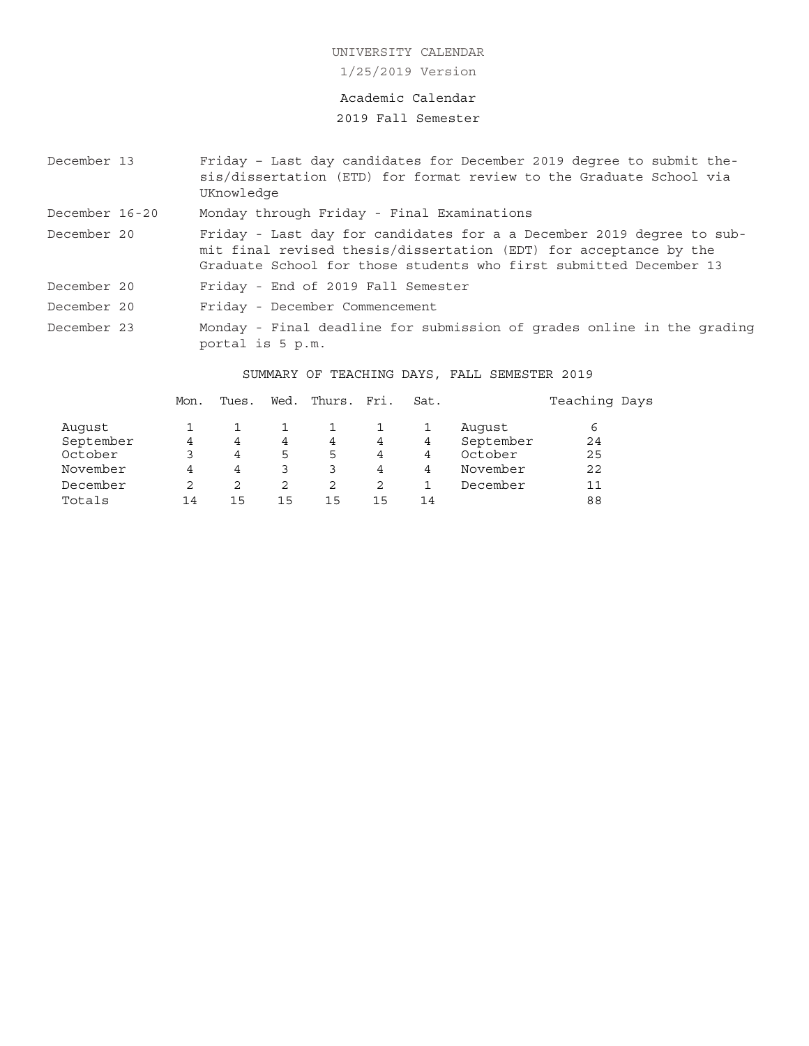UNIVERSITY CALENDAR

1/25/2019 Version

# Academic Calendar

## 2019 Fall Semester

| | |
|---|---|
| December 13 | Friday – Last day candidates for December 2019 degree to submit thesis/dissertation (ETD) for format review to the Graduate School via UKnowledge |
| December 16-20 | Monday through Friday - Final Examinations |
| December 20 | Friday - Last day for candidates for a a December 2019 degree to submit final revised thesis/dissertation (EDT) for acceptance by the Graduate School for those students who first submitted December 13 |
| December 20 | Friday - End of 2019 Fall Semester |
| December 20 | Friday - December Commencement |
| December 23 | Monday - Final deadline for submission of grades online in the grading portal is 5 p.m. |

### SUMMARY OF TEACHING DAYS, FALL SEMESTER 2019

| | Mon. | Tues. | Wed. | Thurs. | Fri. | Sat. | | Teaching Days |
|---|---|---|---|---|---|---|---|---|
| August | 1 | 1 | 1 | 1 | 1 | 1 | August | 6 |
| September | 4 | 4 | 4 | 4 | 4 | 4 | September | 24 |
| October | 3 | 4 | 5 | 5 | 4 | 4 | October | 25 |
| November | 4 | 4 | 3 | 3 | 4 | 4 | November | 22 |
| December | 2 | 2 | 2 | 2 | 2 | 1 | December | 11 |
| Totals | 14 | 15 | 15 | 15 | 15 | 14 | | 88 |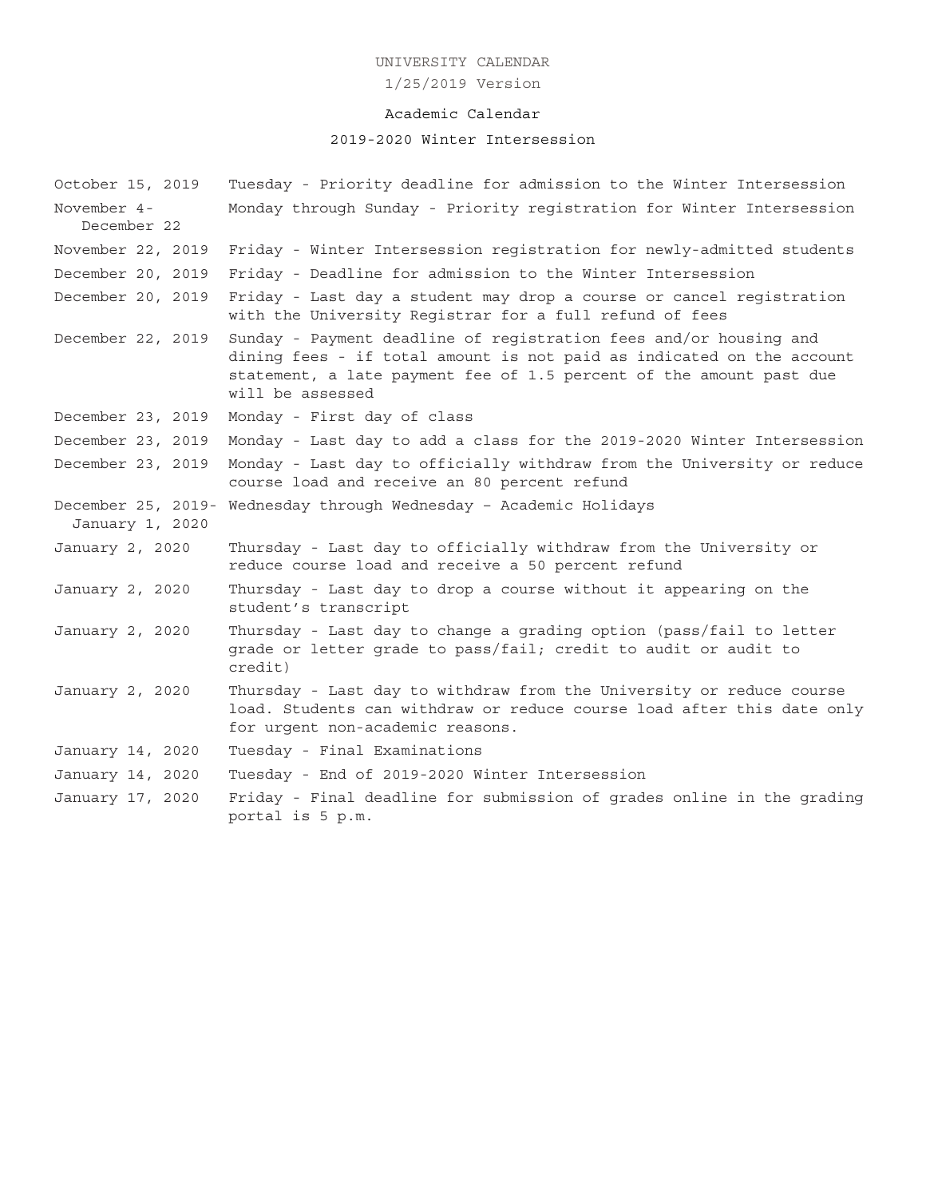UNIVERSITY CALENDAR

1/25/2019 Version

## Academic Calendar

### 2019-2020 Winter Intersession

| Date | Event |
|---|---|
| October 15, 2019 | Tuesday - Priority deadline for admission to the Winter Intersession |
| November 4-December 22 | Monday through Sunday - Priority registration for Winter Intersession |
| November 22, 2019 | Friday - Winter Intersession registration for newly-admitted students |
| December 20, 2019 | Friday - Deadline for admission to the Winter Intersession |
| December 20, 2019 | Friday - Last day a student may drop a course or cancel registration with the University Registrar for a full refund of fees |
| December 22, 2019 | Sunday - Payment deadline of registration fees and/or housing and dining fees - if total amount is not paid as indicated on the account statement, a late payment fee of 1.5 percent of the amount past due will be assessed |
| December 23, 2019 | Monday - First day of class |
| December 23, 2019 | Monday - Last day to add a class for the 2019-2020 Winter Intersession |
| December 23, 2019 | Monday - Last day to officially withdraw from the University or reduce course load and receive an 80 percent refund |
| December 25, 2019-January 1, 2020 | Wednesday through Wednesday – Academic Holidays |
| January 2, 2020 | Thursday - Last day to officially withdraw from the University or reduce course load and receive a 50 percent refund |
| January 2, 2020 | Thursday - Last day to drop a course without it appearing on the student's transcript |
| January 2, 2020 | Thursday - Last day to change a grading option (pass/fail to letter grade or letter grade to pass/fail; credit to audit or audit to credit) |
| January 2, 2020 | Thursday - Last day to withdraw from the University or reduce course load. Students can withdraw or reduce course load after this date only for urgent non-academic reasons. |
| January 14, 2020 | Tuesday - Final Examinations |
| January 14, 2020 | Tuesday - End of 2019-2020 Winter Intersession |
| January 17, 2020 | Friday - Final deadline for submission of grades online in the grading portal is 5 p.m. |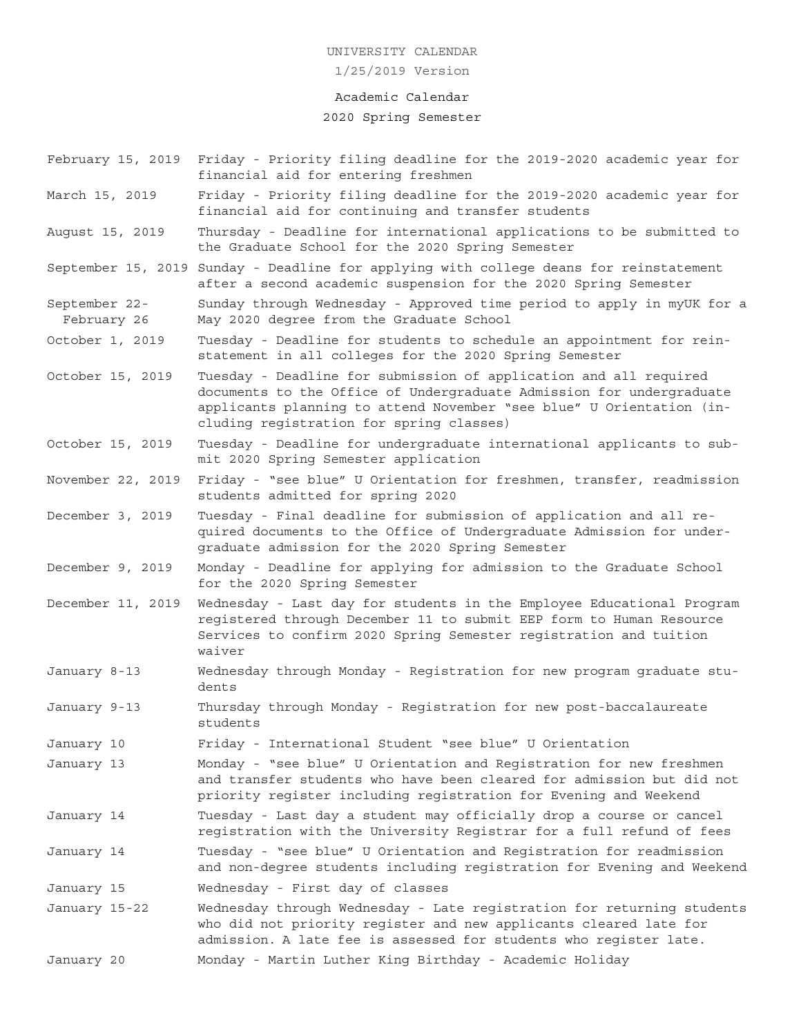UNIVERSITY CALENDAR

1/25/2019 Version

# Academic Calendar

## 2020 Spring Semester

| | |
|---|---|
| February 15, 2019 | Friday - Priority filing deadline for the 2019-2020 academic year for financial aid for entering freshmen |
| March 15, 2019 | Friday - Priority filing deadline for the 2019-2020 academic year for financial aid for continuing and transfer students |
| August 15, 2019 | Thursday - Deadline for international applications to be submitted to the Graduate School for the 2020 Spring Semester |
| September 15, 2019 | Sunday - Deadline for applying with college deans for reinstatement after a second academic suspension for the 2020 Spring Semester |
| September 22- February 26 | Sunday through Wednesday - Approved time period to apply in myUK for a May 2020 degree from the Graduate School |
| October 1, 2019 | Tuesday - Deadline for students to schedule an appointment for reinstatement in all colleges for the 2020 Spring Semester |
| October 15, 2019 | Tuesday - Deadline for submission of application and all required documents to the Office of Undergraduate Admission for undergraduate applicants planning to attend November "see blue" U Orientation (including registration for spring classes) |
| October 15, 2019 | Tuesday - Deadline for undergraduate international applicants to submit 2020 Spring Semester application |
| November 22, 2019 | Friday - "see blue" U Orientation for freshmen, transfer, readmission students admitted for spring 2020 |
| December 3, 2019 | Tuesday - Final deadline for submission of application and all required documents to the Office of Undergraduate Admission for undergraduate admission for the 2020 Spring Semester |
| December 9, 2019 | Monday - Deadline for applying for admission to the Graduate School for the 2020 Spring Semester |
| December 11, 2019 | Wednesday - Last day for students in the Employee Educational Program registered through December 11 to submit EEP form to Human Resource Services to confirm 2020 Spring Semester registration and tuition waiver |
| January 8-13 | Wednesday through Monday - Registration for new program graduate students |
| January 9-13 | Thursday through Monday - Registration for new post-baccalaureate students |
| January 10 | Friday - International Student "see blue" U Orientation |
| January 13 | Monday - "see blue" U Orientation and Registration for new freshmen and transfer students who have been cleared for admission but did not priority register including registration for Evening and Weekend |
| January 14 | Tuesday - Last day a student may officially drop a course or cancel registration with the University Registrar for a full refund of fees |
| January 14 | Tuesday - "see blue" U Orientation and Registration for readmission and non-degree students including registration for Evening and Weekend |
| January 15 | Wednesday - First day of classes |
| January 15-22 | Wednesday through Wednesday - Late registration for returning students who did not priority register and new applicants cleared late for admission. A late fee is assessed for students who register late. |
| January 20 | Monday - Martin Luther King Birthday - Academic Holiday |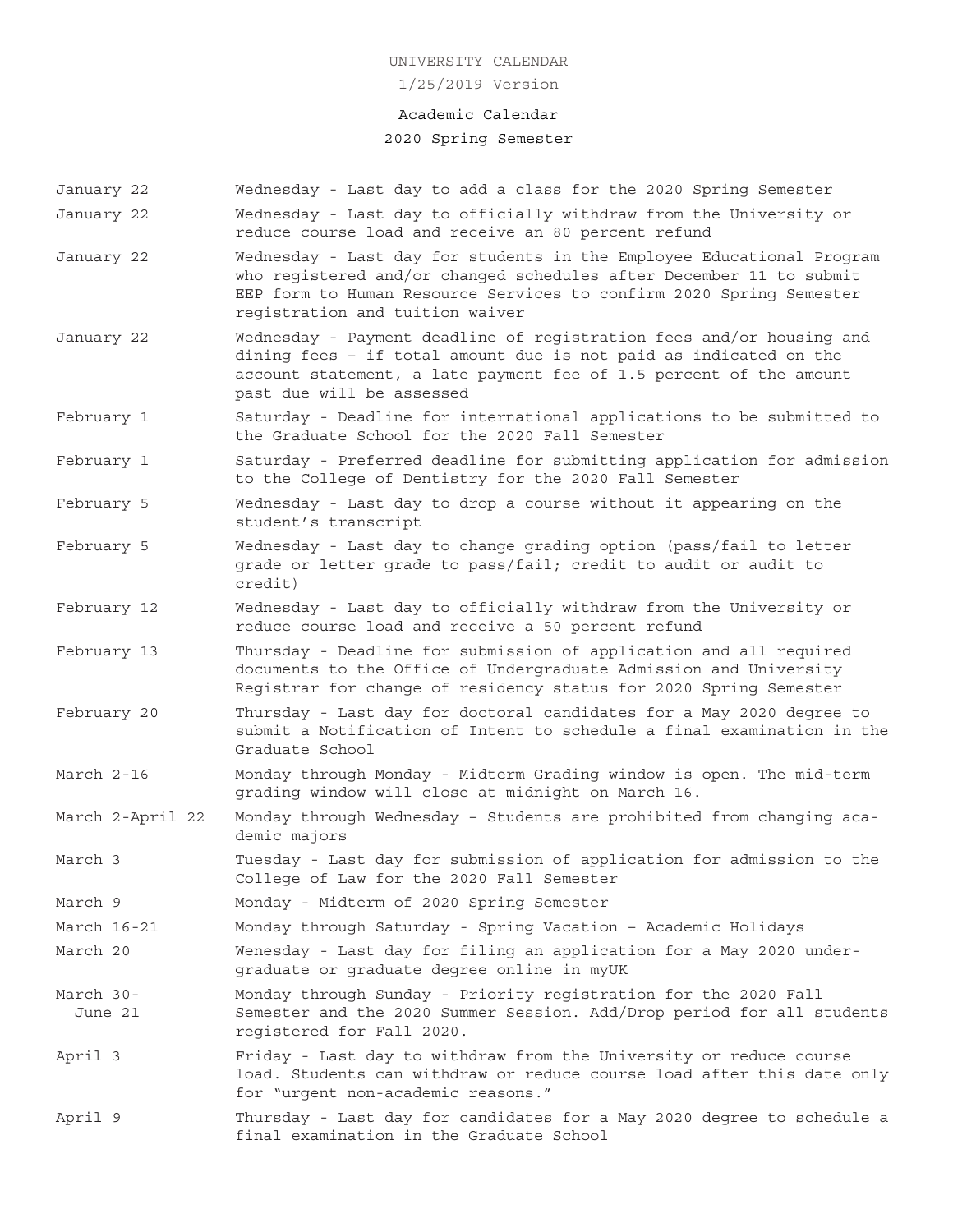UNIVERSITY CALENDAR

1/25/2019 Version

# Academic Calendar

## 2020 Spring Semester

| | |
|---|---|
| January 22 | Wednesday - Last day to add a class for the 2020 Spring Semester |
| January 22 | Wednesday - Last day to officially withdraw from the University or reduce course load and receive an 80 percent refund |
| January 22 | Wednesday - Last day for students in the Employee Educational Program who registered and/or changed schedules after December 11 to submit EEP form to Human Resource Services to confirm 2020 Spring Semester registration and tuition waiver |
| January 22 | Wednesday - Payment deadline of registration fees and/or housing and dining fees – if total amount due is not paid as indicated on the account statement, a late payment fee of 1.5 percent of the amount past due will be assessed |
| February 1 | Saturday - Deadline for international applications to be submitted to the Graduate School for the 2020 Fall Semester |
| February 1 | Saturday - Preferred deadline for submitting application for admission to the College of Dentistry for the 2020 Fall Semester |
| February 5 | Wednesday - Last day to drop a course without it appearing on the student's transcript |
| February 5 | Wednesday - Last day to change grading option (pass/fail to letter grade or letter grade to pass/fail; credit to audit or audit to credit) |
| February 12 | Wednesday - Last day to officially withdraw from the University or reduce course load and receive a 50 percent refund |
| February 13 | Thursday - Deadline for submission of application and all required documents to the Office of Undergraduate Admission and University Registrar for change of residency status for 2020 Spring Semester |
| February 20 | Thursday - Last day for doctoral candidates for a May 2020 degree to submit a Notification of Intent to schedule a final examination in the Graduate School |
| March 2-16 | Monday through Monday - Midterm Grading window is open. The mid-term grading window will close at midnight on March 16. |
| March 2-April 22 | Monday through Wednesday – Students are prohibited from changing academic majors |
| March 3 | Tuesday - Last day for submission of application for admission to the College of Law for the 2020 Fall Semester |
| March 9 | Monday - Midterm of 2020 Spring Semester |
| March 16-21 | Monday through Saturday - Spring Vacation – Academic Holidays |
| March 20 | Wenesday - Last day for filing an application for a May 2020 undergraduate or graduate degree online in myUK |
| March 30-June 21 | Monday through Sunday - Priority registration for the 2020 Fall Semester and the 2020 Summer Session. Add/Drop period for all students registered for Fall 2020. |
| April 3 | Friday - Last day to withdraw from the University or reduce course load. Students can withdraw or reduce course load after this date only for "urgent non-academic reasons." |
| April 9 | Thursday - Last day for candidates for a May 2020 degree to schedule a final examination in the Graduate School |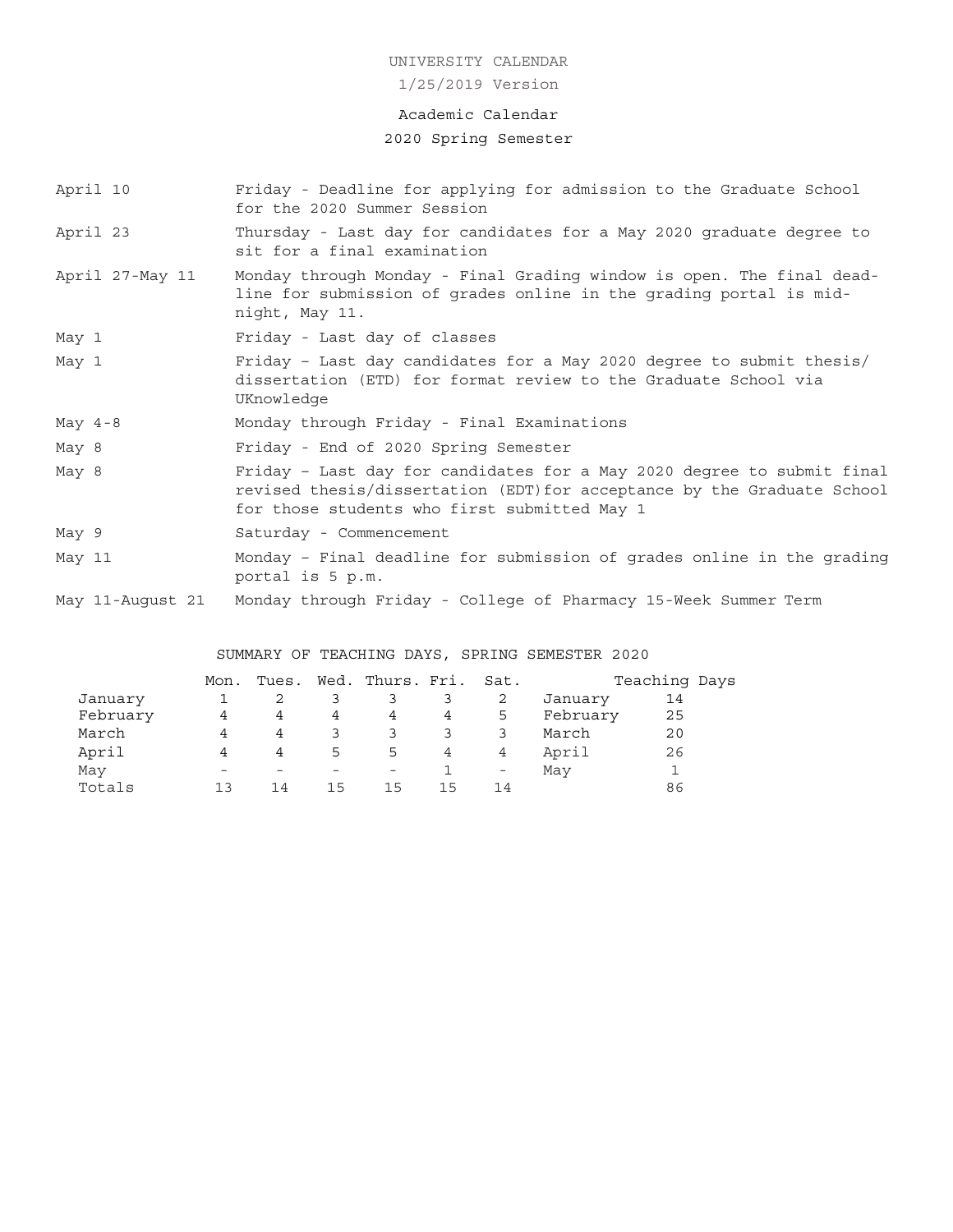# UNIVERSITY CALENDAR

1/25/2019 Version

## Academic Calendar

## 2020 Spring Semester

| | |
|---|---|
| April 10 | Friday - Deadline for applying for admission to the Graduate School for the 2020 Summer Session |
| April 23 | Thursday - Last day for candidates for a May 2020 graduate degree to sit for a final examination |
| April 27-May 11 | Monday through Monday - Final Grading window is open. The final deadline for submission of grades online in the grading portal is midnight, May 11. |
| May 1 | Friday - Last day of classes |
| May 1 | Friday – Last day candidates for a May 2020 degree to submit thesis/dissertation (ETD) for format review to the Graduate School via UKnowledge |
| May 4-8 | Monday through Friday - Final Examinations |
| May 8 | Friday - End of 2020 Spring Semester |
| May 8 | Friday – Last day for candidates for a May 2020 degree to submit final revised thesis/dissertation (EDT)for acceptance by the Graduate School for those students who first submitted May 1 |
| May 9 | Saturday - Commencement |
| May 11 | Monday – Final deadline for submission of grades online in the grading portal is 5 p.m. |
| May 11-August 21 | Monday through Friday - College of Pharmacy 15-Week Summer Term |

### SUMMARY OF TEACHING DAYS, SPRING SEMESTER 2020

| | Mon. | Tues. | Wed. | Thurs. | Fri. | Sat. | | Teaching Days |
|---|---|---|---|---|---|---|---|---|
| January | 1 | 2 | 3 | 3 | 3 | 2 | January | 14 |
| February | 4 | 4 | 4 | 4 | 4 | 5 | February | 25 |
| March | 4 | 4 | 3 | 3 | 3 | 3 | March | 20 |
| April | 4 | 4 | 5 | 5 | 4 | 4 | April | 26 |
| May | - | - | - | - | 1 | - | May | 1 |
| Totals | 13 | 14 | 15 | 15 | 15 | 14 | | 86 |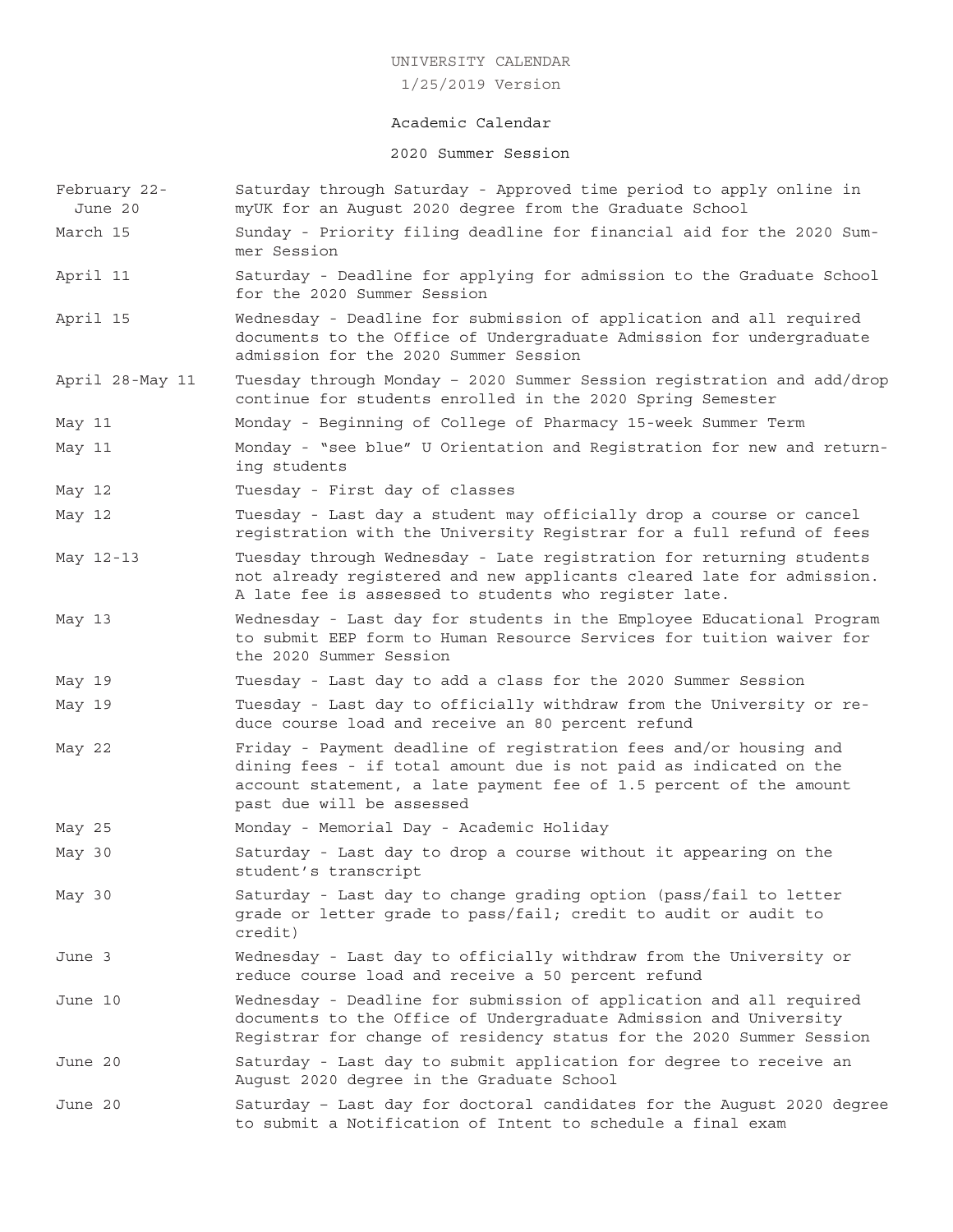# UNIVERSITY CALENDAR

1/25/2019 Version

## Academic Calendar

### 2020 Summer Session

| | |
|---|---|
| February 22-June 20 | Saturday through Saturday - Approved time period to apply online in myUK for an August 2020 degree from the Graduate School |
| March 15 | Sunday - Priority filing deadline for financial aid for the 2020 Summer Session |
| April 11 | Saturday - Deadline for applying for admission to the Graduate School for the 2020 Summer Session |
| April 15 | Wednesday - Deadline for submission of application and all required documents to the Office of Undergraduate Admission for undergraduate admission for the 2020 Summer Session |
| April 28-May 11 | Tuesday through Monday – 2020 Summer Session registration and add/drop continue for students enrolled in the 2020 Spring Semester |
| May 11 | Monday - Beginning of College of Pharmacy 15-week Summer Term |
| May 11 | Monday - "see blue" U Orientation and Registration for new and returning students |
| May 12 | Tuesday - First day of classes |
| May 12 | Tuesday - Last day a student may officially drop a course or cancel registration with the University Registrar for a full refund of fees |
| May 12-13 | Tuesday through Wednesday - Late registration for returning students not already registered and new applicants cleared late for admission. A late fee is assessed to students who register late. |
| May 13 | Wednesday - Last day for students in the Employee Educational Program to submit EEP form to Human Resource Services for tuition waiver for the 2020 Summer Session |
| May 19 | Tuesday - Last day to add a class for the 2020 Summer Session |
| May 19 | Tuesday - Last day to officially withdraw from the University or reduce course load and receive an 80 percent refund |
| May 22 | Friday - Payment deadline of registration fees and/or housing and dining fees - if total amount due is not paid as indicated on the account statement, a late payment fee of 1.5 percent of the amount past due will be assessed |
| May 25 | Monday - Memorial Day - Academic Holiday |
| May 30 | Saturday - Last day to drop a course without it appearing on the student's transcript |
| May 30 | Saturday - Last day to change grading option (pass/fail to letter grade or letter grade to pass/fail; credit to audit or audit to credit) |
| June 3 | Wednesday - Last day to officially withdraw from the University or reduce course load and receive a 50 percent refund |
| June 10 | Wednesday - Deadline for submission of application and all required documents to the Office of Undergraduate Admission and University Registrar for change of residency status for the 2020 Summer Session |
| June 20 | Saturday - Last day to submit application for degree to receive an August 2020 degree in the Graduate School |
| June 20 | Saturday – Last day for doctoral candidates for the August 2020 degree to submit a Notification of Intent to schedule a final exam |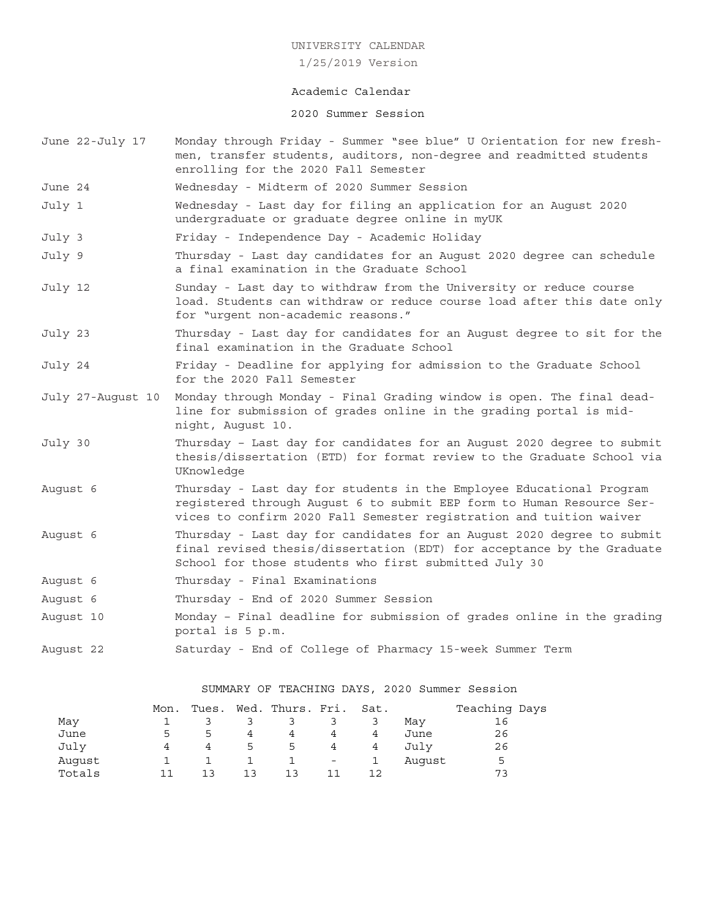UNIVERSITY CALENDAR

1/25/2019 Version

# Academic Calendar

## 2020 Summer Session

| | |
|---|---|
| June 22-July 17 | Monday through Friday - Summer "see blue" U Orientation for new freshmen, transfer students, auditors, non-degree and readmitted students enrolling for the 2020 Fall Semester |
| June 24 | Wednesday - Midterm of 2020 Summer Session |
| July 1 | Wednesday - Last day for filing an application for an August 2020 undergraduate or graduate degree online in myUK |
| July 3 | Friday - Independence Day - Academic Holiday |
| July 9 | Thursday - Last day candidates for an August 2020 degree can schedule a final examination in the Graduate School |
| July 12 | Sunday - Last day to withdraw from the University or reduce course load. Students can withdraw or reduce course load after this date only for "urgent non-academic reasons." |
| July 23 | Thursday - Last day for candidates for an August degree to sit for the final examination in the Graduate School |
| July 24 | Friday - Deadline for applying for admission to the Graduate School for the 2020 Fall Semester |
| July 27-August 10 | Monday through Monday - Final Grading window is open. The final deadline for submission of grades online in the grading portal is midnight, August 10. |
| July 30 | Thursday – Last day for candidates for an August 2020 degree to submit thesis/dissertation (ETD) for format review to the Graduate School via UKnowledge |
| August 6 | Thursday - Last day for students in the Employee Educational Program registered through August 6 to submit EEP form to Human Resource Services to confirm 2020 Fall Semester registration and tuition waiver |
| August 6 | Thursday - Last day for candidates for an August 2020 degree to submit final revised thesis/dissertation (EDT) for acceptance by the Graduate School for those students who first submitted July 30 |
| August 6 | Thursday - Final Examinations |
| August 6 | Thursday - End of 2020 Summer Session |
| August 10 | Monday – Final deadline for submission of grades online in the grading portal is 5 p.m. |
| August 22 | Saturday - End of College of Pharmacy 15-week Summer Term |

### SUMMARY OF TEACHING DAYS, 2020 Summer Session

| | Mon. | Tues. | Wed. | Thurs. | Fri. | Sat. | | Teaching Days |
|---|---|---|---|---|---|---|---|---|
| May | 1 | 3 | 3 | 3 | 3 | 3 | May | 16 |
| June | 5 | 5 | 4 | 4 | 4 | 4 | June | 26 |
| July | 4 | 4 | 5 | 5 | 4 | 4 | July | 26 |
| August | 1 | 1 | 1 | 1 | - | 1 | August | 5 |
| Totals | 11 | 13 | 13 | 13 | 11 | 12 | | 73 |